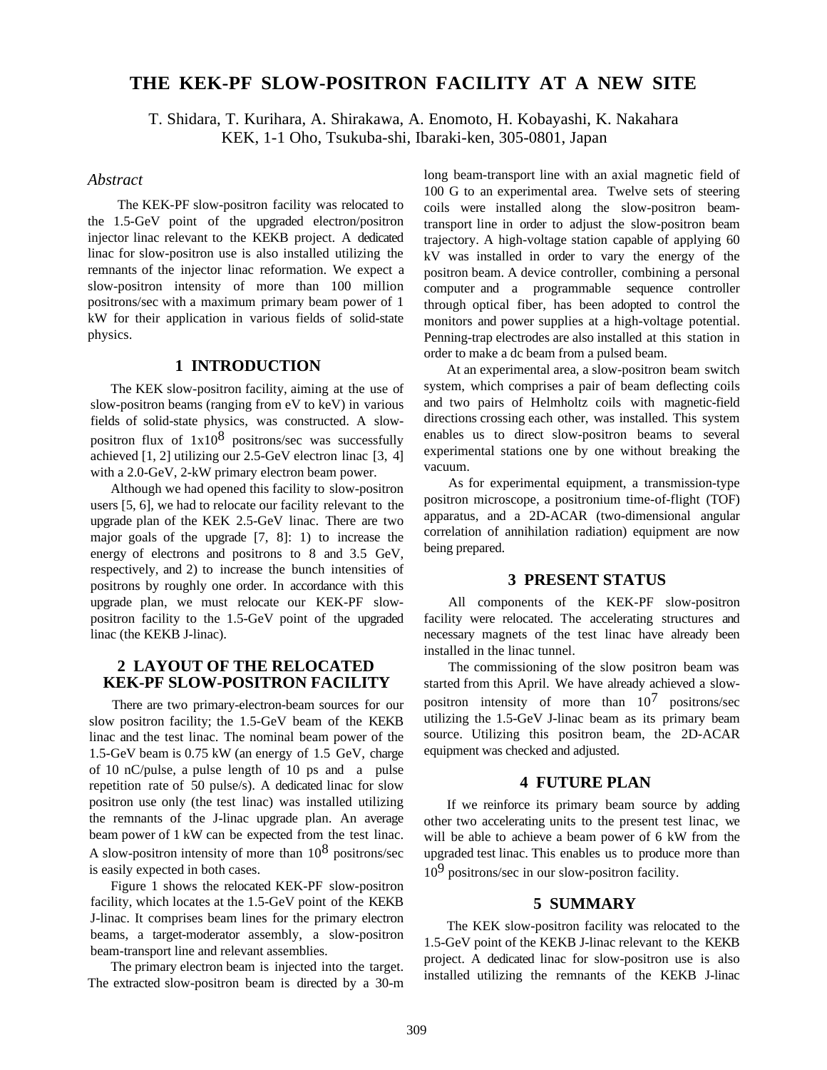# THE KEK-PF SLOW-POSITRON FACILITY AT A NEW SITE

T. Shidara, T. Kurihara, A. Shirakawa, A. Enomoto, H. Kobayashi, K. Nakahara
KEK, 1-1 Oho, Tsukuba-shi, Ibaraki-ken, 305-0801, Japan

### *Abstract*

The KEK-PF slow-positron facility was relocated to the 1.5-GeV point of the upgraded electron/positron injector linac relevant to the KEKB project. A dedicated linac for slow-positron use is also installed utilizing the remnants of the injector linac reformation. We expect a slow-positron intensity of more than 100 million positrons/sec with a maximum primary beam power of 1 kW for their application in various fields of solid-state physics.

## 1 INTRODUCTION

The KEK slow-positron facility, aiming at the use of slow-positron beams (ranging from eV to keV) in various fields of solid-state physics, was constructed. A slow-positron flux of $1 \times 10^8$ positrons/sec was successfully achieved [1, 2] utilizing our 2.5-GeV electron linac [3, 4] with a 2.0-GeV, 2-kW primary electron beam power.

Although we had opened this facility to slow-positron users [5, 6], we had to relocate our facility relevant to the upgrade plan of the KEK 2.5-GeV linac. There are two major goals of the upgrade [7, 8]: 1) to increase the energy of electrons and positrons to 8 and 3.5 GeV, respectively, and 2) to increase the bunch intensities of positrons by roughly one order. In accordance with this upgrade plan, we must relocate our KEK-PF slow-positron facility to the 1.5-GeV point of the upgraded linac (the KEKB J-linac).

## 2 LAYOUT OF THE RELOCATED KEK-PF SLOW-POSITRON FACILITY

There are two primary-electron-beam sources for our slow positron facility; the 1.5-GeV beam of the KEKB linac and the test linac. The nominal beam power of the 1.5-GeV beam is 0.75 kW (an energy of 1.5 GeV, charge of 10 nC/pulse, a pulse length of 10 ps and a pulse repetition rate of 50 pulse/s). A dedicated linac for slow positron use only (the test linac) was installed utilizing the remnants of the J-linac upgrade plan. An average beam power of 1 kW can be expected from the test linac. A slow-positron intensity of more than $10^8$ positrons/sec is easily expected in both cases.

Figure 1 shows the relocated KEK-PF slow-positron facility, which locates at the 1.5-GeV point of the KEKB J-linac. It comprises beam lines for the primary electron beams, a target-moderator assembly, a slow-positron beam-transport line and relevant assemblies.

The primary electron beam is injected into the target. The extracted slow-positron beam is directed by a 30-m long beam-transport line with an axial magnetic field of 100 G to an experimental area. Twelve sets of steering coils were installed along the slow-positron beam-transport line in order to adjust the slow-positron beam trajectory. A high-voltage station capable of applying 60 kV was installed in order to vary the energy of the positron beam. A device controller, combining a personal computer and a programmable sequence controller through optical fiber, has been adopted to control the monitors and power supplies at a high-voltage potential. Penning-trap electrodes are also installed at this station in order to make a dc beam from a pulsed beam.

At an experimental area, a slow-positron beam switch system, which comprises a pair of beam deflecting coils and two pairs of Helmholtz coils with magnetic-field directions crossing each other, was installed. This system enables us to direct slow-positron beams to several experimental stations one by one without breaking the vacuum.

As for experimental equipment, a transmission-type positron microscope, a positronium time-of-flight (TOF) apparatus, and a 2D-ACAR (two-dimensional angular correlation of annihilation radiation) equipment are now being prepared.

## 3 PRESENT STATUS

All components of the KEK-PF slow-positron facility were relocated. The accelerating structures and necessary magnets of the test linac have already been installed in the linac tunnel.

The commissioning of the slow positron beam was started from this April. We have already achieved a slow-positron intensity of more than $10^7$ positrons/sec utilizing the 1.5-GeV J-linac beam as its primary beam source. Utilizing this positron beam, the 2D-ACAR equipment was checked and adjusted.

## 4 FUTURE PLAN

If we reinforce its primary beam source by adding other two accelerating units to the present test linac, we will be able to achieve a beam power of 6 kW from the upgraded test linac. This enables us to produce more than $10^9$ positrons/sec in our slow-positron facility.

## 5 SUMMARY

The KEK slow-positron facility was relocated to the 1.5-GeV point of the KEKB J-linac relevant to the KEKB project. A dedicated linac for slow-positron use is also installed utilizing the remnants of the KEKB J-linac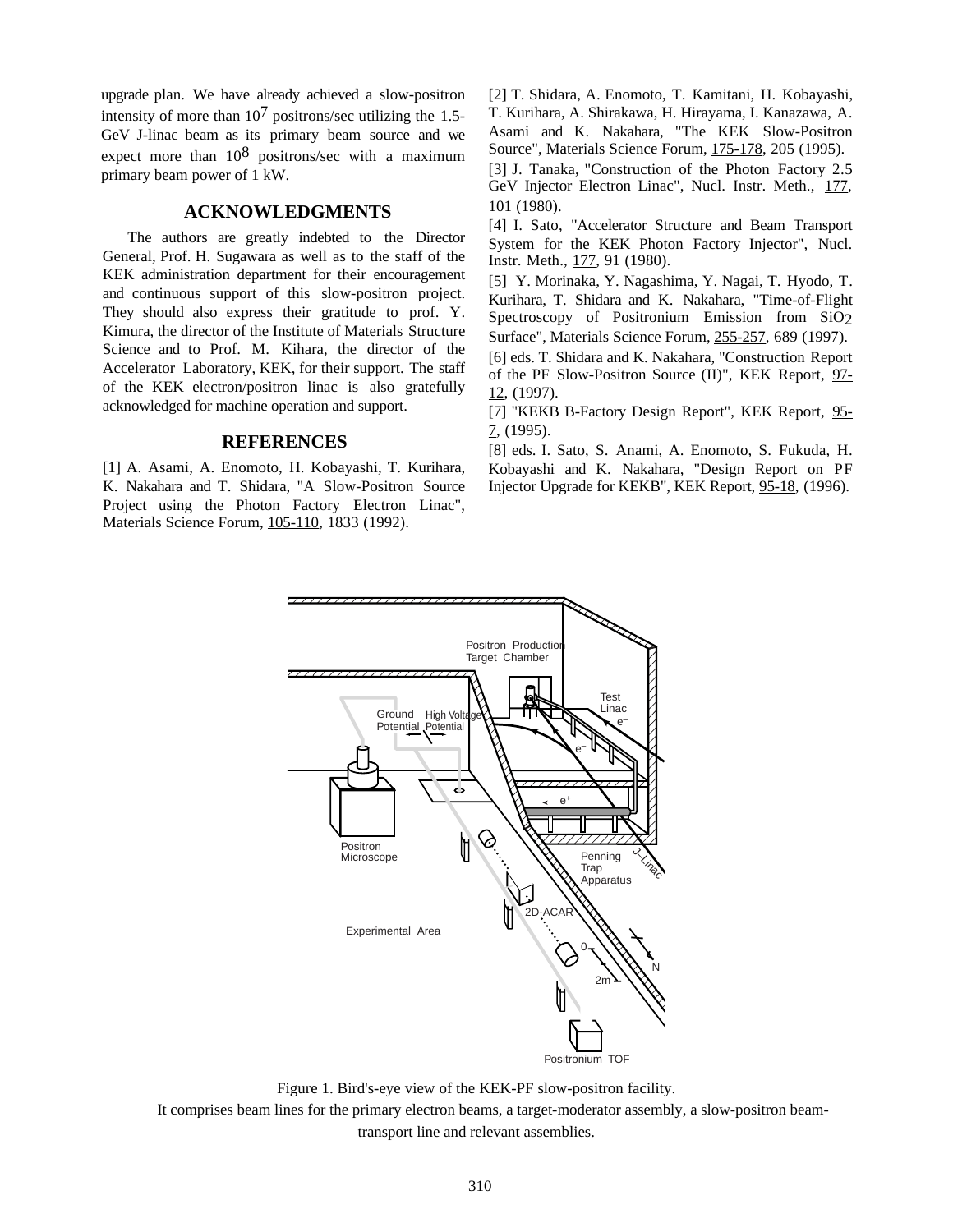upgrade plan. We have already achieved a slow-positron intensity of more than $10^7$ positrons/sec utilizing the 1.5-GeV J-linac beam as its primary beam source and we expect more than $10^8$ positrons/sec with a maximum primary beam power of 1 kW.

## ACKNOWLEDGMENTS

The authors are greatly indebted to the Director General, Prof. H. Sugawara as well as to the staff of the KEK administration department for their encouragement and continuous support of this slow-positron project. They should also express their gratitude to prof. Y. Kimura, the director of the Institute of Materials Structure Science and to Prof. M. Kihara, the director of the Accelerator Laboratory, KEK, for their support. The staff of the KEK electron/positron linac is also gratefully acknowledged for machine operation and support.

## REFERENCES

[1] A. Asami, A. Enomoto, H. Kobayashi, T. Kurihara, K. Nakahara and T. Shidara, "A Slow-Positron Source Project using the Photon Factory Electron Linac", Materials Science Forum, 105-110, 1833 (1992).

[2] T. Shidara, A. Enomoto, T. Kamitani, H. Kobayashi, T. Kurihara, A. Shirakawa, H. Hirayama, I. Kanazawa, A. Asami and K. Nakahara, "The KEK Slow-Positron Source", Materials Science Forum, 175-178, 205 (1995).

[3] J. Tanaka, "Construction of the Photon Factory 2.5 GeV Injector Electron Linac", Nucl. Instr. Meth., 177, 101 (1980).

[4] I. Sato, "Accelerator Structure and Beam Transport System for the KEK Photon Factory Injector", Nucl. Instr. Meth., 177, 91 (1980).

[5] Y. Morinaka, Y. Nagashima, Y. Nagai, T. Hyodo, T. Kurihara, T. Shidara and K. Nakahara, "Time-of-Flight Spectroscopy of Positronium Emission from $SiO_2$ Surface", Materials Science Forum, 255-257, 689 (1997).

[6] eds. T. Shidara and K. Nakahara, "Construction Report of the PF Slow-Positron Source (II)", KEK Report, 97-12, (1997).

[7] "KEKB B-Factory Design Report", KEK Report, 95-7, (1995).

[8] eds. I. Sato, S. Anami, A. Enomoto, S. Fukuda, H. Kobayashi and K. Nakahara, "Design Report on PF Injector Upgrade for KEKB", KEK Report, 95-18, (1996).

Positron Production Target Chamber
Test Linac
Ground Potential
High Voltage Potential
e⁻
e⁻
e⁺
Positron Microscope
Penning Trap Apparatus
J-Linac
2D-ACAR
Experimental Area
0
2m
N
Positronium TOF

Figure 1. Bird's-eye view of the KEK-PF slow-positron facility.
It comprises beam lines for the primary electron beams, a target-moderator assembly, a slow-positron beam-transport line and relevant assemblies.